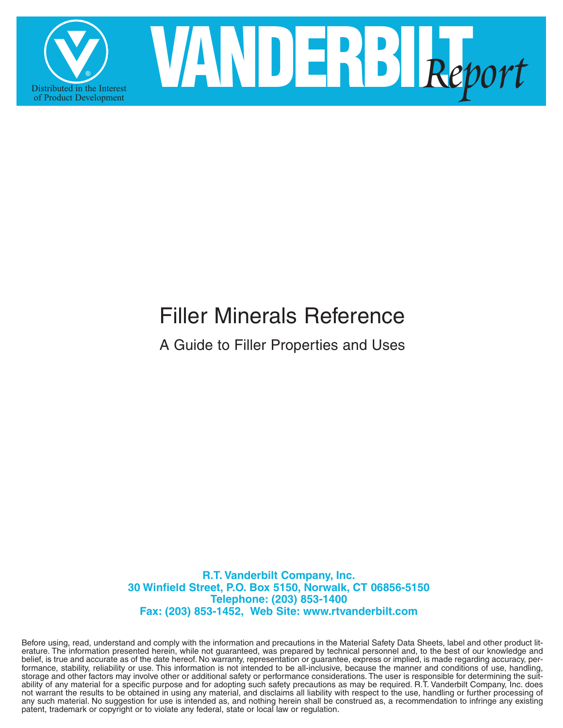VANDERBILT *Report*

Distributed in the Interest of Product Development

# Filler Minerals Reference

## A Guide to Filler Properties and Uses

**R.T. Vanderbilt Company, Inc.**
**30 Winfield Street, P.O. Box 5150, Norwalk, CT 06856-5150**
**Telephone: (203) 853-1400**
**Fax: (203) 853-1452, Web Site: www.rtvanderbilt.com**

Before using, read, understand and comply with the information and precautions in the Material Safety Data Sheets, label and other product literature. The information presented herein, while not guaranteed, was prepared by technical personnel and, to the best of our knowledge and belief, is true and accurate as of the date hereof. No warranty, representation or guarantee, express or implied, is made regarding accuracy, performance, stability, reliability or use. This information is not intended to be all-inclusive, because the manner and conditions of use, handling, storage and other factors may involve other or additional safety or performance considerations. The user is responsible for determining the suitability of any material for a specific purpose and for adopting such safety precautions as may be required. R.T. Vanderbilt Company, Inc. does not warrant the results to be obtained in using any material, and disclaims all liability with respect to the use, handling or further processing of any such material. No suggestion for use is intended as, and nothing herein shall be construed as, a recommendation to infringe any existing patent, trademark or copyright or to violate any federal, state or local law or regulation.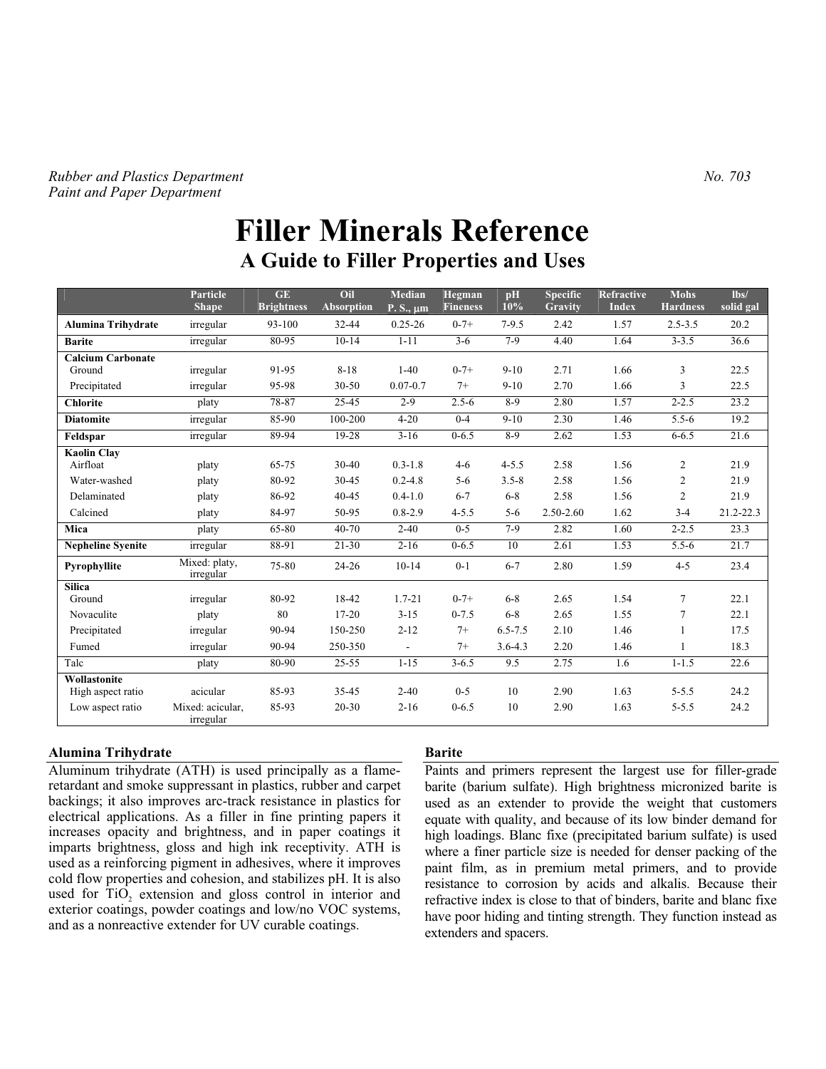*Rubber and Plastics Department* *No. 703*
*Paint and Paper Department*

# Filler Minerals Reference

## A Guide to Filler Properties and Uses

| | Particle Shape | GE Brightness | Oil Absorption | Median P. S., μm | Hegman Fineness | pH 10% | Specific Gravity | Refractive Index | Mohs Hardness | lbs/ solid gal |
|---|---|---|---|---|---|---|---|---|---|---|
| **Alumina Trihydrate** | irregular | 93-100 | 32-44 | 0.25-26 | 0-7+ | 7-9.5 | 2.42 | 1.57 | 2.5-3.5 | 20.2 |
| **Barite** | irregular | 80-95 | 10-14 | 1-11 | 3-6 | 7-9 | 4.40 | 1.64 | 3-3.5 | 36.6 |
| **Calcium Carbonate** | | | | | | | | | | |
| Ground | irregular | 91-95 | 8-18 | 1-40 | 0-7+ | 9-10 | 2.71 | 1.66 | 3 | 22.5 |
| Precipitated | irregular | 95-98 | 30-50 | 0.07-0.7 | 7+ | 9-10 | 2.70 | 1.66 | 3 | 22.5 |
| **Chlorite** | platy | 78-87 | 25-45 | 2-9 | 2.5-6 | 8-9 | 2.80 | 1.57 | 2-2.5 | 23.2 |
| **Diatomite** | irregular | 85-90 | 100-200 | 4-20 | 0-4 | 9-10 | 2.30 | 1.46 | 5.5-6 | 19.2 |
| **Feldspar** | irregular | 89-94 | 19-28 | 3-16 | 0-6.5 | 8-9 | 2.62 | 1.53 | 6-6.5 | 21.6 |
| **Kaolin Clay** | | | | | | | | | | |
| Airfloat | platy | 65-75 | 30-40 | 0.3-1.8 | 4-6 | 4-5.5 | 2.58 | 1.56 | 2 | 21.9 |
| Water-washed | platy | 80-92 | 30-45 | 0.2-4.8 | 5-6 | 3.5-8 | 2.58 | 1.56 | 2 | 21.9 |
| Delaminated | platy | 86-92 | 40-45 | 0.4-1.0 | 6-7 | 6-8 | 2.58 | 1.56 | 2 | 21.9 |
| Calcined | platy | 84-97 | 50-95 | 0.8-2.9 | 4-5.5 | 5-6 | 2.50-2.60 | 1.62 | 3-4 | 21.2-22.3 |
| **Mica** | platy | 65-80 | 40-70 | 2-40 | 0-5 | 7-9 | 2.82 | 1.60 | 2-2.5 | 23.3 |
| **Nepheline Syenite** | irregular | 88-91 | 21-30 | 2-16 | 0-6.5 | 10 | 2.61 | 1.53 | 5.5-6 | 21.7 |
| **Pyrophyllite** | Mixed: platy, irregular | 75-80 | 24-26 | 10-14 | 0-1 | 6-7 | 2.80 | 1.59 | 4-5 | 23.4 |
| **Silica** | | | | | | | | | | |
| Ground | irregular | 80-92 | 18-42 | 1.7-21 | 0-7+ | 6-8 | 2.65 | 1.54 | 7 | 22.1 |
| Novaculite | platy | 80 | 17-20 | 3-15 | 0-7.5 | 6-8 | 2.65 | 1.55 | 7 | 22.1 |
| Precipitated | irregular | 90-94 | 150-250 | 2-12 | 7+ | 6.5-7.5 | 2.10 | 1.46 | 1 | 17.5 |
| Fumed | irregular | 90-94 | 250-350 | - | 7+ | 3.6-4.3 | 2.20 | 1.46 | 1 | 18.3 |
| Talc | platy | 80-90 | 25-55 | 1-15 | 3-6.5 | 9.5 | 2.75 | 1.6 | 1-1.5 | 22.6 |
| **Wollastonite** | | | | | | | | | | |
| High aspect ratio | acicular | 85-93 | 35-45 | 2-40 | 0-5 | 10 | 2.90 | 1.63 | 5-5.5 | 24.2 |
| Low aspect ratio | Mixed: acicular, irregular | 85-93 | 20-30 | 2-16 | 0-6.5 | 10 | 2.90 | 1.63 | 5-5.5 | 24.2 |

### Alumina Trihydrate

Aluminum trihydrate (ATH) is used principally as a flame-retardant and smoke suppressant in plastics, rubber and carpet backings; it also improves arc-track resistance in plastics for electrical applications. As a filler in fine printing papers it increases opacity and brightness, and in paper coatings it imparts brightness, gloss and high ink receptivity. ATH is used as a reinforcing pigment in adhesives, where it improves cold flow properties and cohesion, and stabilizes pH. It is also used for $TiO_2$ extension and gloss control in interior and exterior coatings, powder coatings and low/no VOC systems, and as a nonreactive extender for UV curable coatings.

### Barite

Paints and primers represent the largest use for filler-grade barite (barium sulfate). High brightness micronized barite is used as an extender to provide the weight that customers equate with quality, and because of its low binder demand for high loadings. Blanc fixe (precipitated barium sulfate) is used where a finer particle size is needed for denser packing of the paint film, as in premium metal primers, and to provide resistance to corrosion by acids and alkalis. Because their refractive index is close to that of binders, barite and blanc fixe have poor hiding and tinting strength. They function instead as extenders and spacers.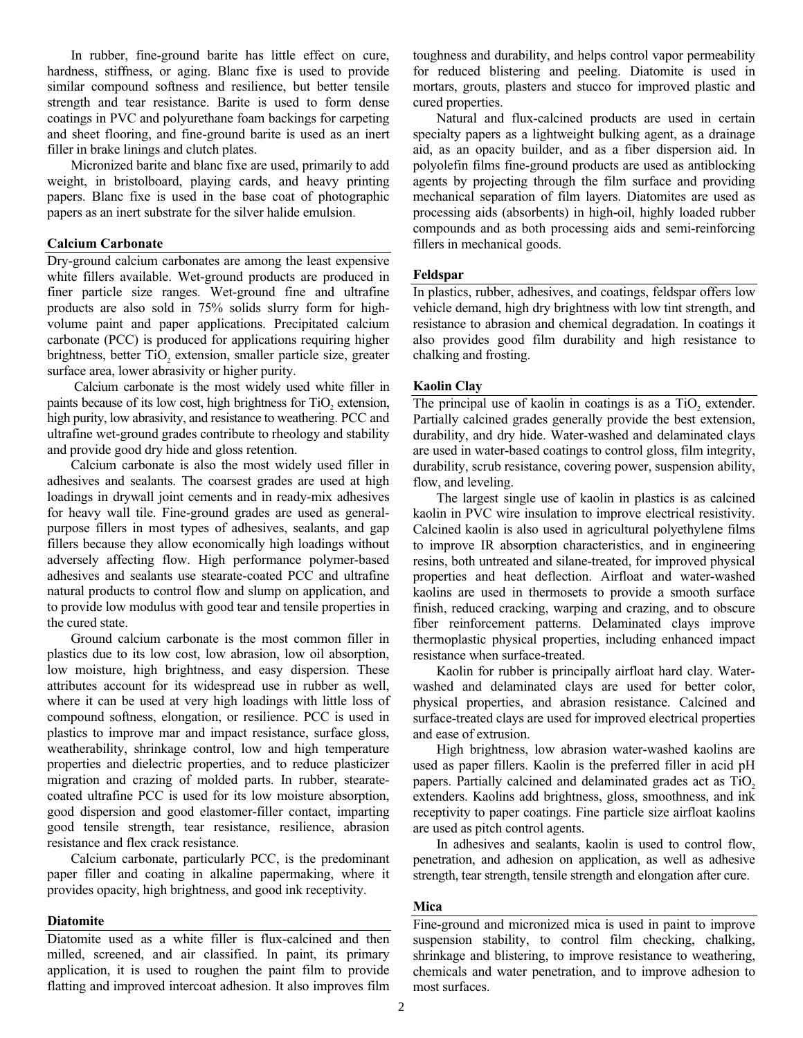In rubber, fine-ground barite has little effect on cure, hardness, stiffness, or aging. Blanc fixe is used to provide similar compound softness and resilience, but better tensile strength and tear resistance. Barite is used to form dense coatings in PVC and polyurethane foam backings for carpeting and sheet flooring, and fine-ground barite is used as an inert filler in brake linings and clutch plates.

Micronized barite and blanc fixe are used, primarily to add weight, in bristolboard, playing cards, and heavy printing papers. Blanc fixe is used in the base coat of photographic papers as an inert substrate for the silver halide emulsion.

### Calcium Carbonate

Dry-ground calcium carbonates are among the least expensive white fillers available. Wet-ground products are produced in finer particle size ranges. Wet-ground fine and ultrafine products are also sold in 75% solids slurry form for high-volume paint and paper applications. Precipitated calcium carbonate (PCC) is produced for applications requiring higher brightness, better $TiO_2$ extension, smaller particle size, greater surface area, lower abrasivity or higher purity.

Calcium carbonate is the most widely used white filler in paints because of its low cost, high brightness for $TiO_2$ extension, high purity, low abrasivity, and resistance to weathering. PCC and ultrafine wet-ground grades contribute to rheology and stability and provide good dry hide and gloss retention.

Calcium carbonate is also the most widely used filler in adhesives and sealants. The coarsest grades are used at high loadings in drywall joint cements and in ready-mix adhesives for heavy wall tile. Fine-ground grades are used as general-purpose fillers in most types of adhesives, sealants, and gap fillers because they allow economically high loadings without adversely affecting flow. High performance polymer-based adhesives and sealants use stearate-coated PCC and ultrafine natural products to control flow and slump on application, and to provide low modulus with good tear and tensile properties in the cured state.

Ground calcium carbonate is the most common filler in plastics due to its low cost, low abrasion, low oil absorption, low moisture, high brightness, and easy dispersion. These attributes account for its widespread use in rubber as well, where it can be used at very high loadings with little loss of compound softness, elongation, or resilience. PCC is used in plastics to improve mar and impact resistance, surface gloss, weatherability, shrinkage control, low and high temperature properties and dielectric properties, and to reduce plasticizer migration and crazing of molded parts. In rubber, stearate-coated ultrafine PCC is used for its low moisture absorption, good dispersion and good elastomer-filler contact, imparting good tensile strength, tear resistance, resilience, abrasion resistance and flex crack resistance.

Calcium carbonate, particularly PCC, is the predominant paper filler and coating in alkaline papermaking, where it provides opacity, high brightness, and good ink receptivity.

### Diatomite

Diatomite used as a white filler is flux-calcined and then milled, screened, and air classified. In paint, its primary application, it is used to roughen the paint film to provide flatting and improved intercoat adhesion. It also improves film toughness and durability, and helps control vapor permeability for reduced blistering and peeling. Diatomite is used in mortars, grouts, plasters and stucco for improved plastic and cured properties.

Natural and flux-calcined products are used in certain specialty papers as a lightweight bulking agent, as a drainage aid, as an opacity builder, and as a fiber dispersion aid. In polyolefin films fine-ground products are used as antiblocking agents by projecting through the film surface and providing mechanical separation of film layers. Diatomites are used as processing aids (absorbents) in high-oil, highly loaded rubber compounds and as both processing aids and semi-reinforcing fillers in mechanical goods.

### Feldspar

In plastics, rubber, adhesives, and coatings, feldspar offers low vehicle demand, high dry brightness with low tint strength, and resistance to abrasion and chemical degradation. In coatings it also provides good film durability and high resistance to chalking and frosting.

### Kaolin Clay

The principal use of kaolin in coatings is as a $TiO_2$ extender. Partially calcined grades generally provide the best extension, durability, and dry hide. Water-washed and delaminated clays are used in water-based coatings to control gloss, film integrity, durability, scrub resistance, covering power, suspension ability, flow, and leveling.

The largest single use of kaolin in plastics is as calcined kaolin in PVC wire insulation to improve electrical resistivity. Calcined kaolin is also used in agricultural polyethylene films to improve IR absorption characteristics, and in engineering resins, both untreated and silane-treated, for improved physical properties and heat deflection. Airfloat and water-washed kaolins are used in thermosets to provide a smooth surface finish, reduced cracking, warping and crazing, and to obscure fiber reinforcement patterns. Delaminated clays improve thermoplastic physical properties, including enhanced impact resistance when surface-treated.

Kaolin for rubber is principally airfloat hard clay. Water-washed and delaminated clays are used for better color, physical properties, and abrasion resistance. Calcined and surface-treated clays are used for improved electrical properties and ease of extrusion.

High brightness, low abrasion water-washed kaolins are used as paper fillers. Kaolin is the preferred filler in acid pH papers. Partially calcined and delaminated grades act as $TiO_2$ extenders. Kaolins add brightness, gloss, smoothness, and ink receptivity to paper coatings. Fine particle size airfloat kaolins are used as pitch control agents.

In adhesives and sealants, kaolin is used to control flow, penetration, and adhesion on application, as well as adhesive strength, tear strength, tensile strength and elongation after cure.

### Mica

Fine-ground and micronized mica is used in paint to improve suspension stability, to control film checking, chalking, shrinkage and blistering, to improve resistance to weathering, chemicals and water penetration, and to improve adhesion to most surfaces.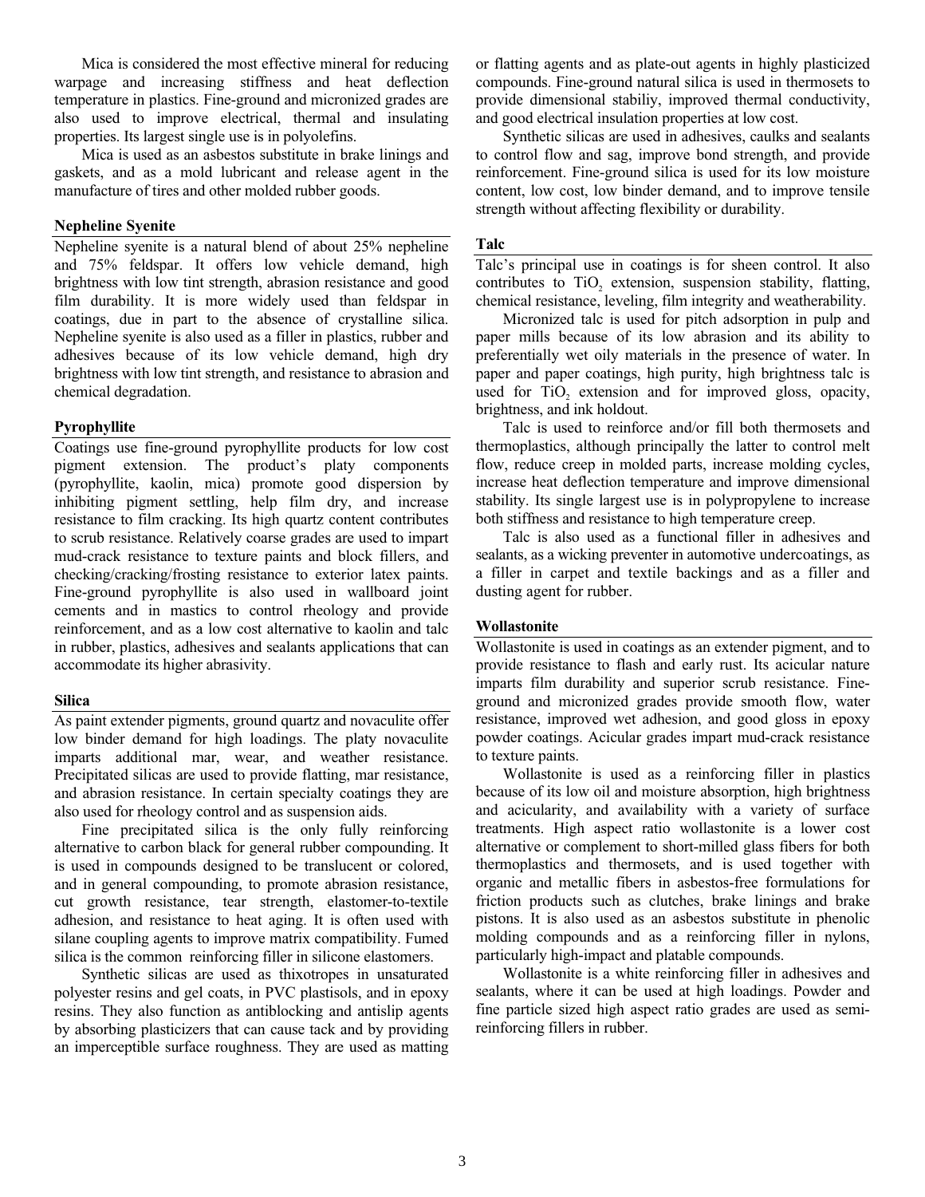Mica is considered the most effective mineral for reducing warpage and increasing stiffness and heat deflection temperature in plastics. Fine-ground and micronized grades are also used to improve electrical, thermal and insulating properties. Its largest single use is in polyolefins.

Mica is used as an asbestos substitute in brake linings and gaskets, and as a mold lubricant and release agent in the manufacture of tires and other molded rubber goods.

### Nepheline Syenite

Nepheline syenite is a natural blend of about 25% nepheline and 75% feldspar. It offers low vehicle demand, high brightness with low tint strength, abrasion resistance and good film durability. It is more widely used than feldspar in coatings, due in part to the absence of crystalline silica. Nepheline syenite is also used as a filler in plastics, rubber and adhesives because of its low vehicle demand, high dry brightness with low tint strength, and resistance to abrasion and chemical degradation.

### Pyrophyllite

Coatings use fine-ground pyrophyllite products for low cost pigment extension. The product's platy components (pyrophyllite, kaolin, mica) promote good dispersion by inhibiting pigment settling, help film dry, and increase resistance to film cracking. Its high quartz content contributes to scrub resistance. Relatively coarse grades are used to impart mud-crack resistance to texture paints and block fillers, and checking/cracking/frosting resistance to exterior latex paints. Fine-ground pyrophyllite is also used in wallboard joint cements and in mastics to control rheology and provide reinforcement, and as a low cost alternative to kaolin and talc in rubber, plastics, adhesives and sealants applications that can accommodate its higher abrasivity.

### Silica

As paint extender pigments, ground quartz and novaculite offer low binder demand for high loadings. The platy novaculite imparts additional mar, wear, and weather resistance. Precipitated silicas are used to provide flatting, mar resistance, and abrasion resistance. In certain specialty coatings they are also used for rheology control and as suspension aids.

Fine precipitated silica is the only fully reinforcing alternative to carbon black for general rubber compounding. It is used in compounds designed to be translucent or colored, and in general compounding, to promote abrasion resistance, cut growth resistance, tear strength, elastomer-to-textile adhesion, and resistance to heat aging. It is often used with silane coupling agents to improve matrix compatibility. Fumed silica is the common reinforcing filler in silicone elastomers.

Synthetic silicas are used as thixotropes in unsaturated polyester resins and gel coats, in PVC plastisols, and in epoxy resins. They also function as antiblocking and antislip agents by absorbing plasticizers that can cause tack and by providing an imperceptible surface roughness. They are used as matting or flatting agents and as plate-out agents in highly plasticized compounds. Fine-ground natural silica is used in thermosets to provide dimensional stabiliy, improved thermal conductivity, and good electrical insulation properties at low cost.

Synthetic silicas are used in adhesives, caulks and sealants to control flow and sag, improve bond strength, and provide reinforcement. Fine-ground silica is used for its low moisture content, low cost, low binder demand, and to improve tensile strength without affecting flexibility or durability.

### Talc

Talc's principal use in coatings is for sheen control. It also contributes to $TiO_2$ extension, suspension stability, flatting, chemical resistance, leveling, film integrity and weatherability.

Micronized talc is used for pitch adsorption in pulp and paper mills because of its low abrasion and its ability to preferentially wet oily materials in the presence of water. In paper and paper coatings, high purity, high brightness talc is used for $TiO_2$ extension and for improved gloss, opacity, brightness, and ink holdout.

Talc is used to reinforce and/or fill both thermosets and thermoplastics, although principally the latter to control melt flow, reduce creep in molded parts, increase molding cycles, increase heat deflection temperature and improve dimensional stability. Its single largest use is in polypropylene to increase both stiffness and resistance to high temperature creep.

Talc is also used as a functional filler in adhesives and sealants, as a wicking preventer in automotive undercoatings, as a filler in carpet and textile backings and as a filler and dusting agent for rubber.

### Wollastonite

Wollastonite is used in coatings as an extender pigment, and to provide resistance to flash and early rust. Its acicular nature imparts film durability and superior scrub resistance. Fine-ground and micronized grades provide smooth flow, water resistance, improved wet adhesion, and good gloss in epoxy powder coatings. Acicular grades impart mud-crack resistance to texture paints.

Wollastonite is used as a reinforcing filler in plastics because of its low oil and moisture absorption, high brightness and acicularity, and availability with a variety of surface treatments. High aspect ratio wollastonite is a lower cost alternative or complement to short-milled glass fibers for both thermoplastics and thermosets, and is used together with organic and metallic fibers in asbestos-free formulations for friction products such as clutches, brake linings and brake pistons. It is also used as an asbestos substitute in phenolic molding compounds and as a reinforcing filler in nylons, particularly high-impact and platable compounds.

Wollastonite is a white reinforcing filler in adhesives and sealants, where it can be used at high loadings. Powder and fine particle sized high aspect ratio grades are used as semi-reinforcing fillers in rubber.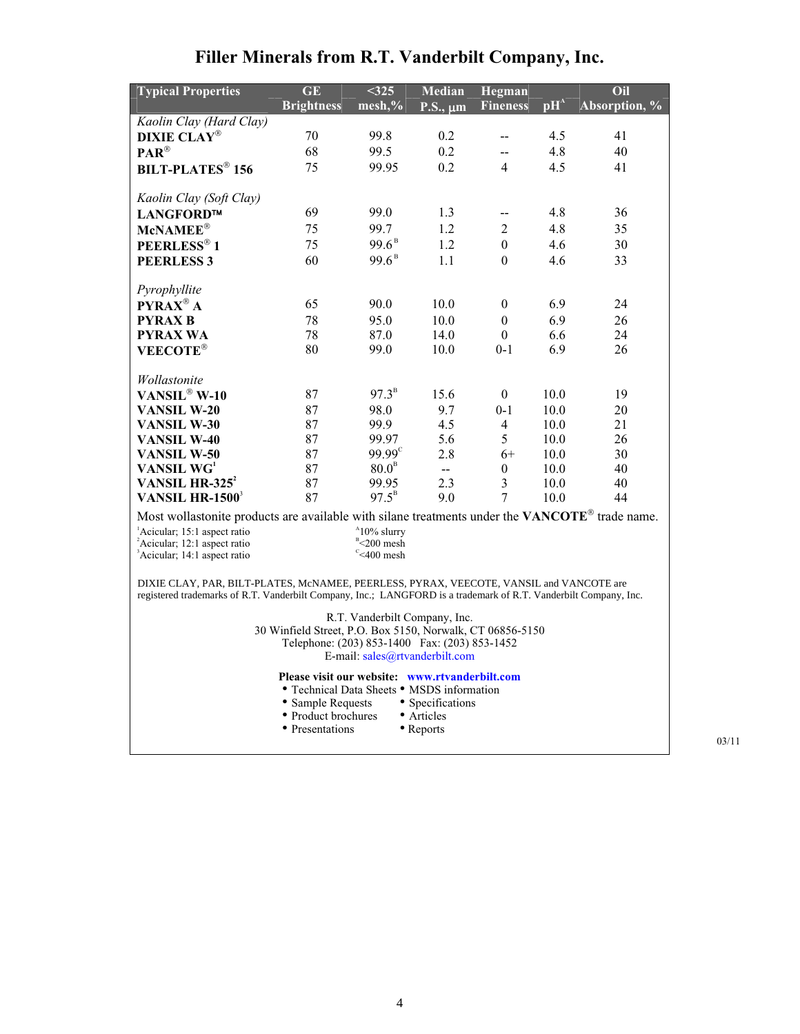# Filler Minerals from R.T. Vanderbilt Company, Inc.

| Typical Properties | GE Brightness | <325 mesh,% | Median P.S., µm | Hegman Fineness | pH[A] | Oil Absorption, % |
|---|---|---|---|---|---|---|
| *Kaolin Clay (Hard Clay)* | | | | | | |
| **DIXIE CLAY®** | 70 | 99.8 | 0.2 | -- | 4.5 | 41 |
| **PAR®** | 68 | 99.5 | 0.2 | -- | 4.8 | 40 |
| **BILT-PLATES® 156** | 75 | 99.95 | 0.2 | 4 | 4.5 | 41 |
| *Kaolin Clay (Soft Clay)* | | | | | | |
| **LANGFORD™** | 69 | 99.0 | 1.3 | -- | 4.8 | 36 |
| **McNAMEE®** | 75 | 99.7 | 1.2 | 2 | 4.8 | 35 |
| **PEERLESS® 1** | 75 | 99.6[B] | 1.2 | 0 | 4.6 | 30 |
| **PEERLESS 3** | 60 | 99.6[B] | 1.1 | 0 | 4.6 | 33 |
| *Pyrophyllite* | | | | | | |
| **PYRAX® A** | 65 | 90.0 | 10.0 | 0 | 6.9 | 24 |
| **PYRAX B** | 78 | 95.0 | 10.0 | 0 | 6.9 | 26 |
| **PYRAX WA** | 78 | 87.0 | 14.0 | 0 | 6.6 | 24 |
| **VEECOTE®** | 80 | 99.0 | 10.0 | 0-1 | 6.9 | 26 |
| *Wollastonite* | | | | | | |
| **VANSIL® W-10** | 87 | 97.3[B] | 15.6 | 0 | 10.0 | 19 |
| **VANSIL W-20** | 87 | 98.0 | 9.7 | 0-1 | 10.0 | 20 |
| **VANSIL W-30** | 87 | 99.9 | 4.5 | 4 | 10.0 | 21 |
| **VANSIL W-40** | 87 | 99.97 | 5.6 | 5 | 10.0 | 26 |
| **VANSIL W-50** | 87 | 99.99[C] | 2.8 | 6+ | 10.0 | 30 |
| **VANSIL WG[1]** | 87 | 80.0[B] | -- | 0 | 10.0 | 40 |
| **VANSIL HR-325[2]** | 87 | 99.95 | 2.3 | 3 | 10.0 | 40 |
| **VANSIL HR-1500[3]** | 87 | 97.5[B] | 9.0 | 7 | 10.0 | 44 |

Most wollastonite products are available with silane treatments under the **VANCOTE®** trade name.

[1]Acicular; 15:1 aspect ratio
[2]Acicular; 12:1 aspect ratio
[3]Acicular; 14:1 aspect ratio

[A]10% slurry
[B]<200 mesh
[C]<400 mesh

DIXIE CLAY, PAR, BILT-PLATES, McNAMEE, PEERLESS, PYRAX, VEECOTE, VANSIL and VANCOTE are registered trademarks of R.T. Vanderbilt Company, Inc.; LANGFORD is a trademark of R.T. Vanderbilt Company, Inc.

R.T. Vanderbilt Company, Inc.
30 Winfield Street, P.O. Box 5150, Norwalk, CT 06856-5150
Telephone: (203) 853-1400 Fax: (203) 853-1452
E-mail: sales@rtvanderbilt.com

**Please visit our website: www.rtvanderbilt.com**

- Technical Data Sheets
- Sample Requests
- Product brochures
- Presentations
- MSDS information
- Specifications
- Articles
- Reports

03/11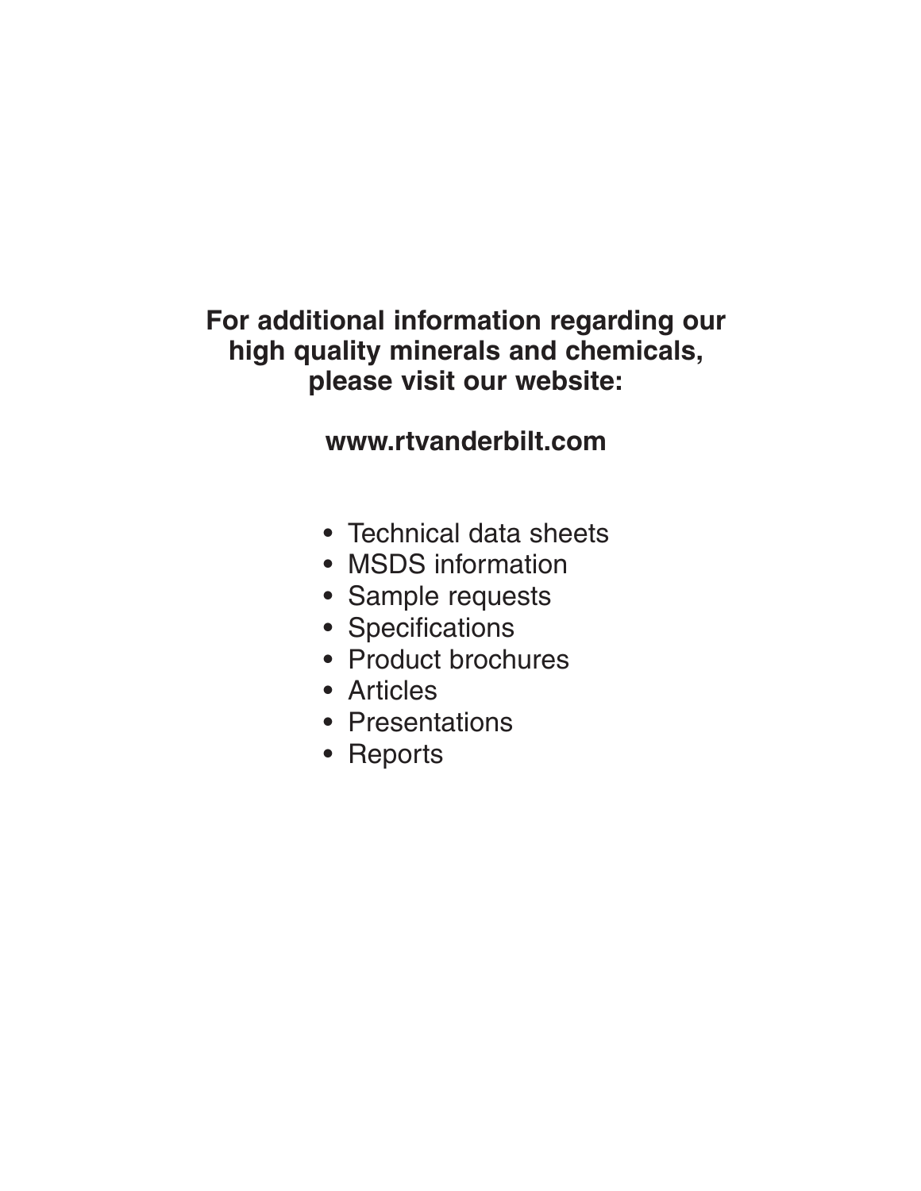**For additional information regarding our high quality minerals and chemicals, please visit our website:**

**www.rtvanderbilt.com**

- Technical data sheets
- MSDS information
- Sample requests
- Specifications
- Product brochures
- Articles
- Presentations
- Reports